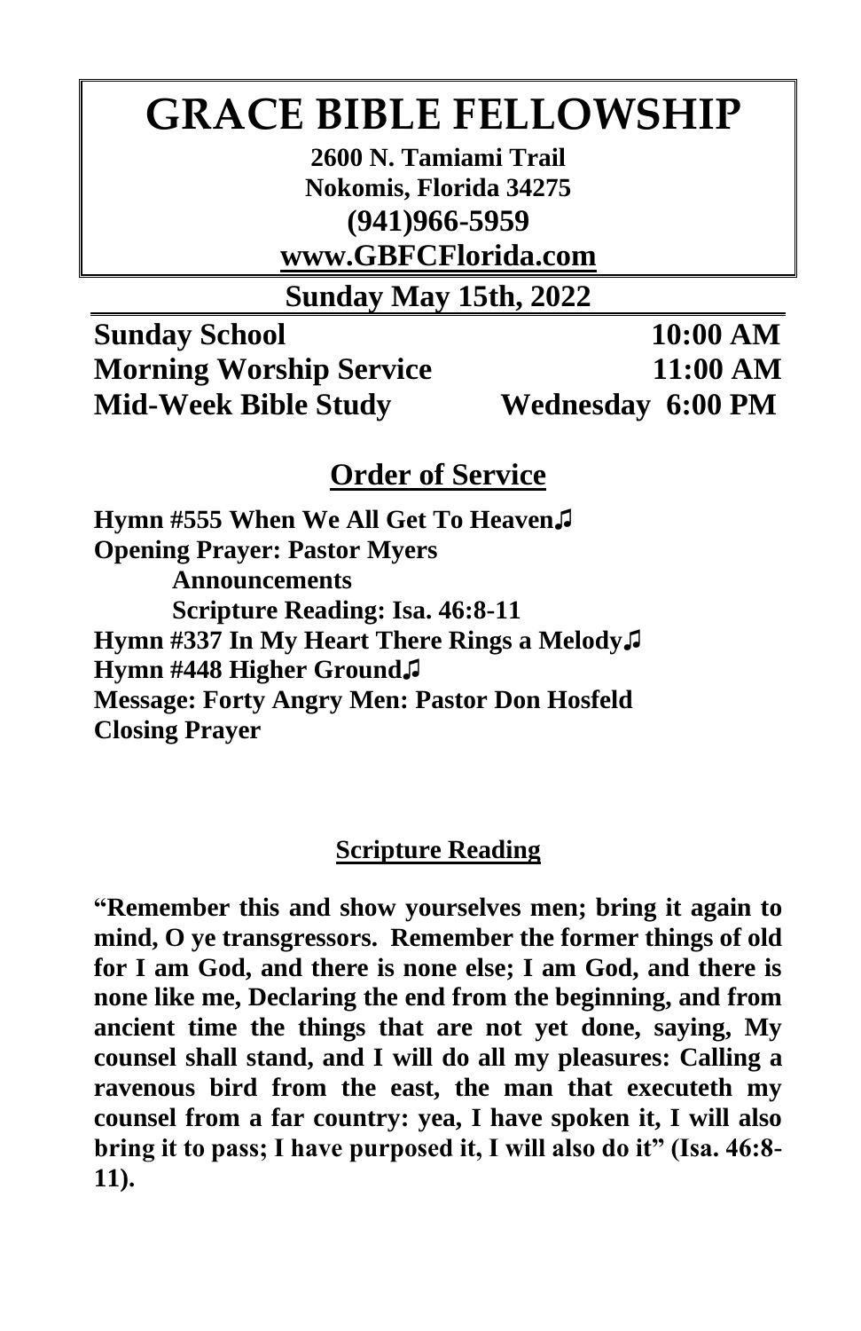# GRACE BIBLE FELLOWSHIP

**2600 N. Tamiami Trail**
**Nokomis, Florida 34275**
**(941)966-5959**
**www.GBFCFlorida.com**

## Sunday May 15th, 2022

| | |
|---|---|
| **Sunday School** | **10:00 AM** |
| **Morning Worship Service** | **11:00 AM** |
| **Mid-Week Bible Study** | **Wednesday 6:00 PM** |

## Order of Service

**Hymn #555 When We All Get To Heaven♫**
**Opening Prayer: Pastor Myers**
**Announcements**
**Scripture Reading: Isa. 46:8-11**
**Hymn #337 In My Heart There Rings a Melody♫**
**Hymn #448 Higher Ground♫**
**Message: Forty Angry Men: Pastor Don Hosfeld**
**Closing Prayer**

### Scripture Reading

**"Remember this and show yourselves men; bring it again to mind, O ye transgressors. Remember the former things of old for I am God, and there is none else; I am God, and there is none like me, Declaring the end from the beginning, and from ancient time the things that are not yet done, saying, My counsel shall stand, and I will do all my pleasures: Calling a ravenous bird from the east, the man that executeth my counsel from a far country: yea, I have spoken it, I will also bring it to pass; I have purposed it, I will also do it" (Isa. 46:8-11).**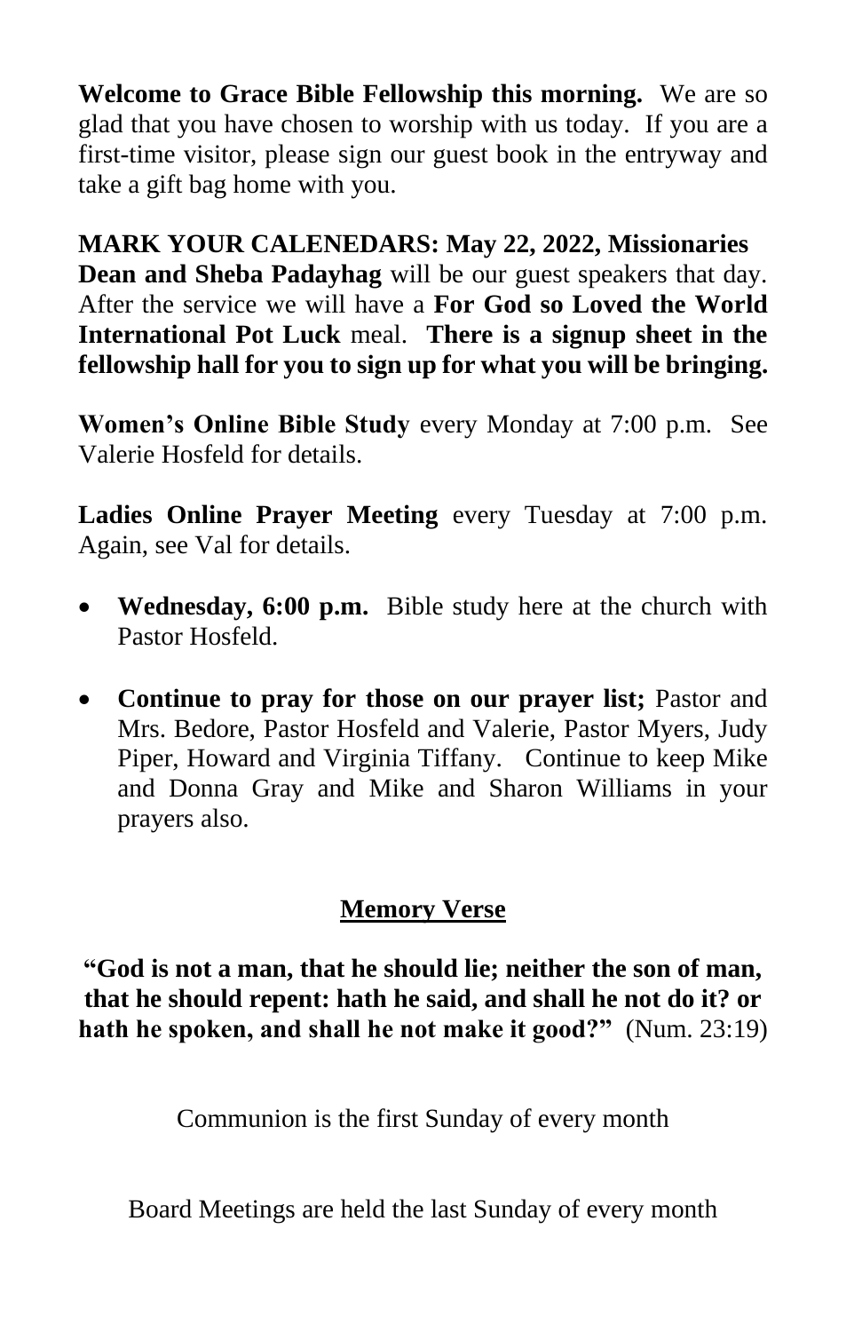**Welcome to Grace Bible Fellowship this morning.** We are so glad that you have chosen to worship with us today. If you are a first-time visitor, please sign our guest book in the entryway and take a gift bag home with you.

**MARK YOUR CALENEDARS: May 22, 2022, Missionaries Dean and Sheba Padayhag** will be our guest speakers that day. After the service we will have a **For God so Loved the World International Pot Luck** meal. **There is a signup sheet in the fellowship hall for you to sign up for what you will be bringing.**

**Women's Online Bible Study** every Monday at 7:00 p.m. See Valerie Hosfeld for details.

**Ladies Online Prayer Meeting** every Tuesday at 7:00 p.m. Again, see Val for details.

- **Wednesday, 6:00 p.m.** Bible study here at the church with Pastor Hosfeld.
- **Continue to pray for those on our prayer list;** Pastor and Mrs. Bedore, Pastor Hosfeld and Valerie, Pastor Myers, Judy Piper, Howard and Virginia Tiffany. Continue to keep Mike and Donna Gray and Mike and Sharon Williams in your prayers also.

## Memory Verse

**"God is not a man, that he should lie; neither the son of man, that he should repent: hath he said, and shall he not do it? or hath he spoken, and shall he not make it good?"** (Num. 23:19)

Communion is the first Sunday of every month

Board Meetings are held the last Sunday of every month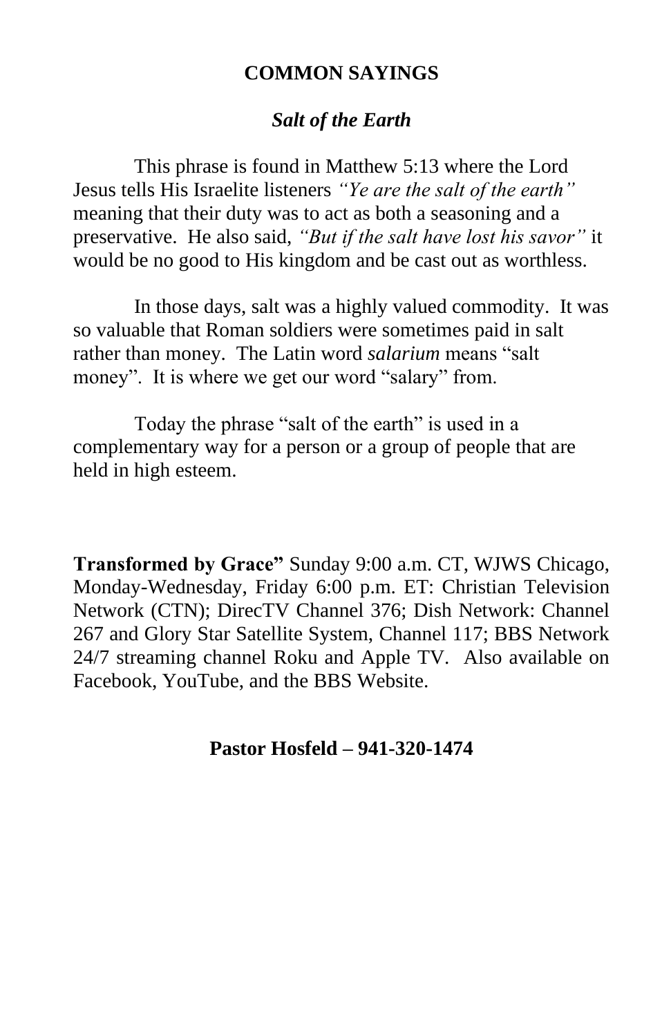## COMMON SAYINGS

### *Salt of the Earth*

This phrase is found in Matthew 5:13 where the Lord Jesus tells His Israelite listeners *"Ye are the salt of the earth"* meaning that their duty was to act as both a seasoning and a preservative. He also said, *"But if the salt have lost his savor"* it would be no good to His kingdom and be cast out as worthless.

In those days, salt was a highly valued commodity. It was so valuable that Roman soldiers were sometimes paid in salt rather than money. The Latin word *salarium* means "salt money". It is where we get our word "salary" from.

Today the phrase "salt of the earth" is used in a complementary way for a person or a group of people that are held in high esteem.

**Transformed by Grace"** Sunday 9:00 a.m. CT, WJWS Chicago, Monday-Wednesday, Friday 6:00 p.m. ET: Christian Television Network (CTN); DirecTV Channel 376; Dish Network: Channel 267 and Glory Star Satellite System, Channel 117; BBS Network 24/7 streaming channel Roku and Apple TV. Also available on Facebook, YouTube, and the BBS Website.

**Pastor Hosfeld – 941-320-1474**